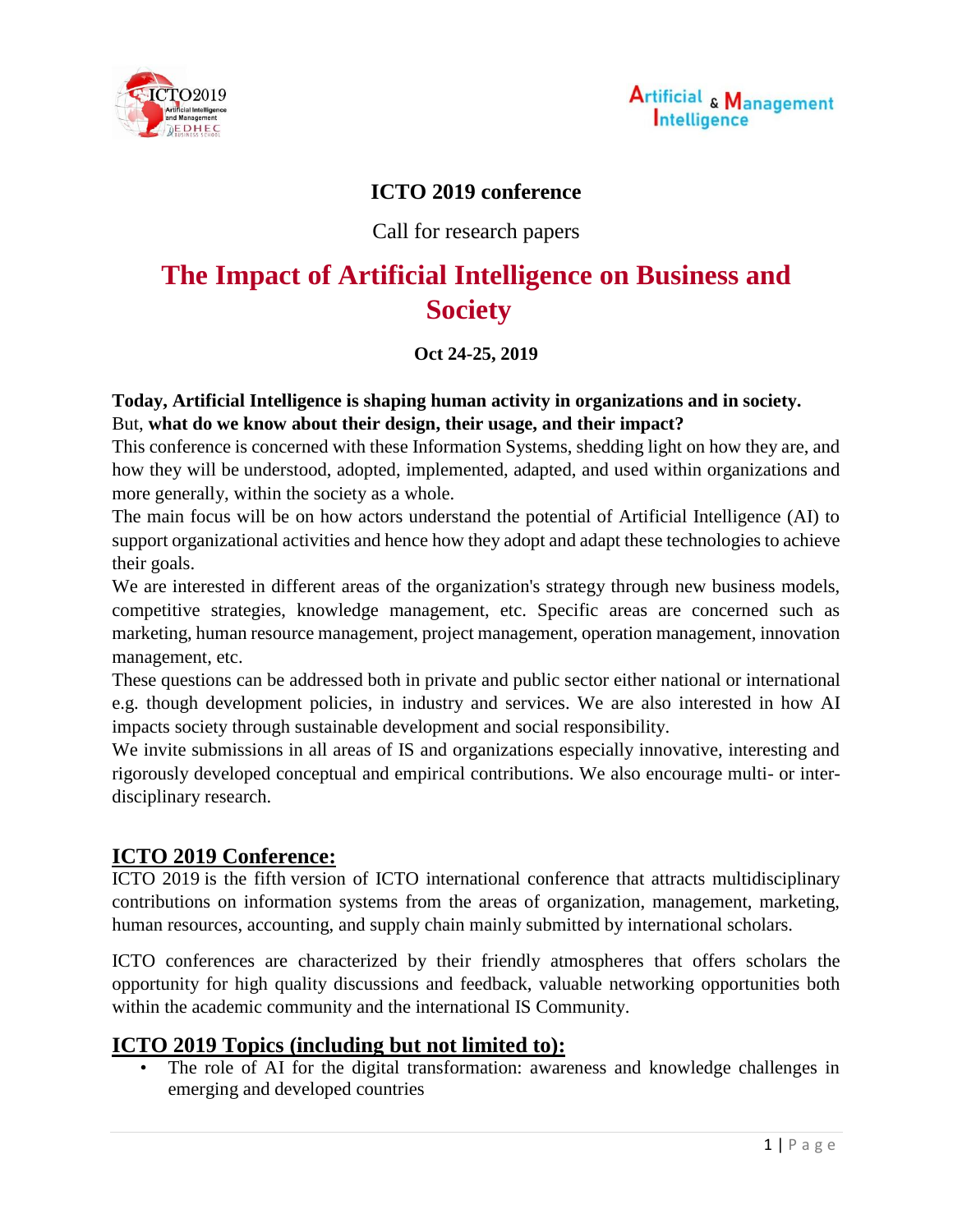**ICTO 2019 conference**

Call for research papers

# The Impact of Artificial Intelligence on Business and Society

**Oct 24-25, 2019**

**Today, Artificial Intelligence is shaping human activity in organizations and in society.**
But, **what do we know about their design, their usage, and their impact?**
This conference is concerned with these Information Systems, shedding light on how they are, and how they will be understood, adopted, implemented, adapted, and used within organizations and more generally, within the society as a whole.
The main focus will be on how actors understand the potential of Artificial Intelligence (AI) to support organizational activities and hence how they adopt and adapt these technologies to achieve their goals.
We are interested in different areas of the organization's strategy through new business models, competitive strategies, knowledge management, etc. Specific areas are concerned such as marketing, human resource management, project management, operation management, innovation management, etc.
These questions can be addressed both in private and public sector either national or international e.g. though development policies, in industry and services. We are also interested in how AI impacts society through sustainable development and social responsibility.
We invite submissions in all areas of IS and organizations especially innovative, interesting and rigorously developed conceptual and empirical contributions. We also encourage multi- or inter-disciplinary research.

## ICTO 2019 Conference:

ICTO 2019 is the fifth version of ICTO international conference that attracts multidisciplinary contributions on information systems from the areas of organization, management, marketing, human resources, accounting, and supply chain mainly submitted by international scholars.

ICTO conferences are characterized by their friendly atmospheres that offers scholars the opportunity for high quality discussions and feedback, valuable networking opportunities both within the academic community and the international IS Community.

## ICTO 2019 Topics (including but not limited to):

- The role of AI for the digital transformation: awareness and knowledge challenges in emerging and developed countries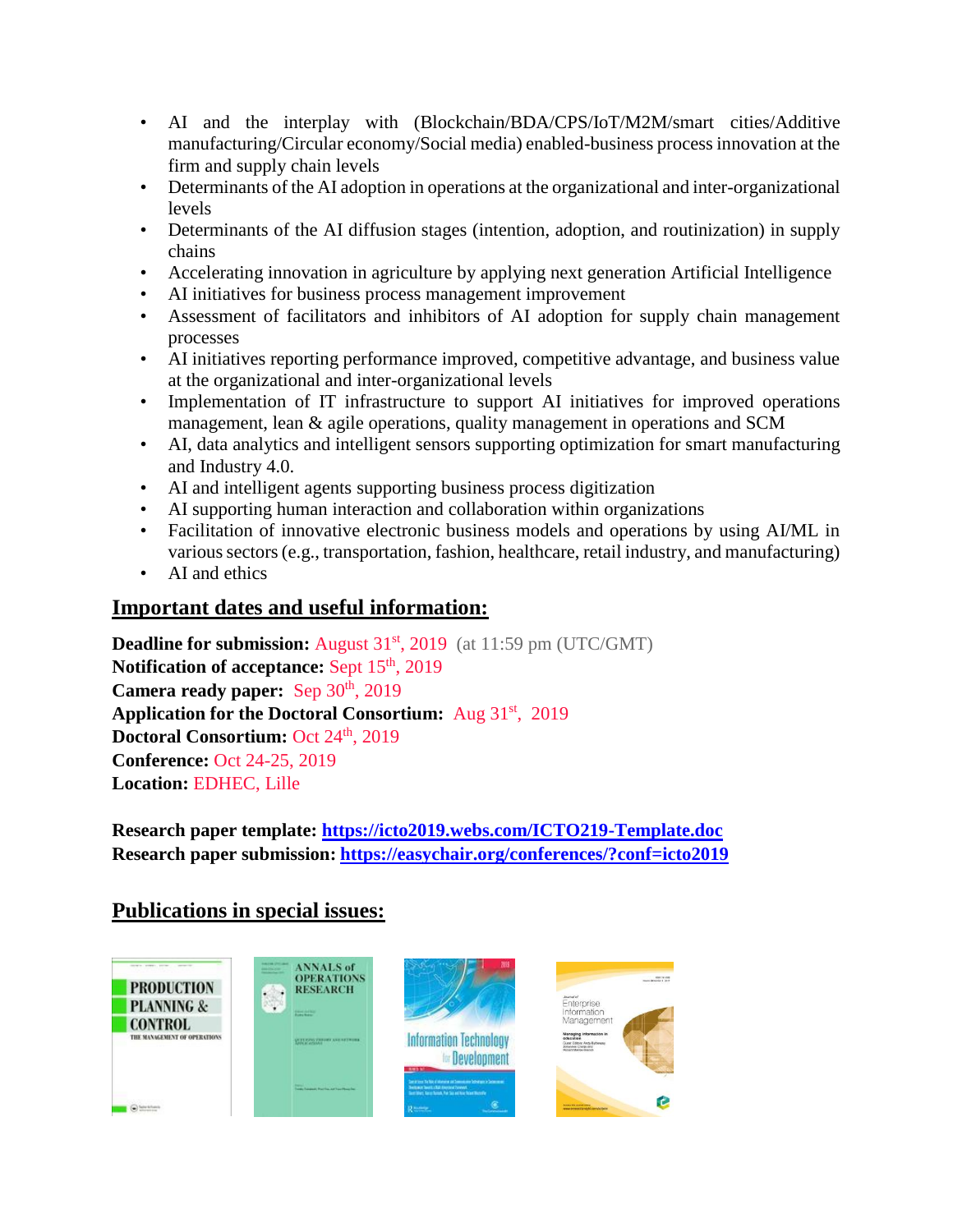- AI and the interplay with (Blockchain/BDA/CPS/IoT/M2M/smart cities/Additive manufacturing/Circular economy/Social media) enabled-business process innovation at the firm and supply chain levels
- Determinants of the AI adoption in operations at the organizational and inter-organizational levels
- Determinants of the AI diffusion stages (intention, adoption, and routinization) in supply chains
- Accelerating innovation in agriculture by applying next generation Artificial Intelligence
- AI initiatives for business process management improvement
- Assessment of facilitators and inhibitors of AI adoption for supply chain management processes
- AI initiatives reporting performance improved, competitive advantage, and business value at the organizational and inter-organizational levels
- Implementation of IT infrastructure to support AI initiatives for improved operations management, lean & agile operations, quality management in operations and SCM
- AI, data analytics and intelligent sensors supporting optimization for smart manufacturing and Industry 4.0.
- AI and intelligent agents supporting business process digitization
- AI supporting human interaction and collaboration within organizations
- Facilitation of innovative electronic business models and operations by using AI/ML in various sectors (e.g., transportation, fashion, healthcare, retail industry, and manufacturing)
- AI and ethics

## Important dates and useful information:

**Deadline for submission:** August 31st, 2019 (at 11:59 pm (UTC/GMT)
**Notification of acceptance:** Sept 15th, 2019
**Camera ready paper:** Sep 30th, 2019
**Application for the Doctoral Consortium:** Aug 31st, 2019
**Doctoral Consortium:** Oct 24th, 2019
**Conference:** Oct 24-25, 2019
**Location:** EDHEC, Lille

**Research paper template:** **https://icto2019.webs.com/ICTO219-Template.doc**
**Research paper submission:** **https://easychair.org/conferences/?conf=icto2019**

## Publications in special issues: